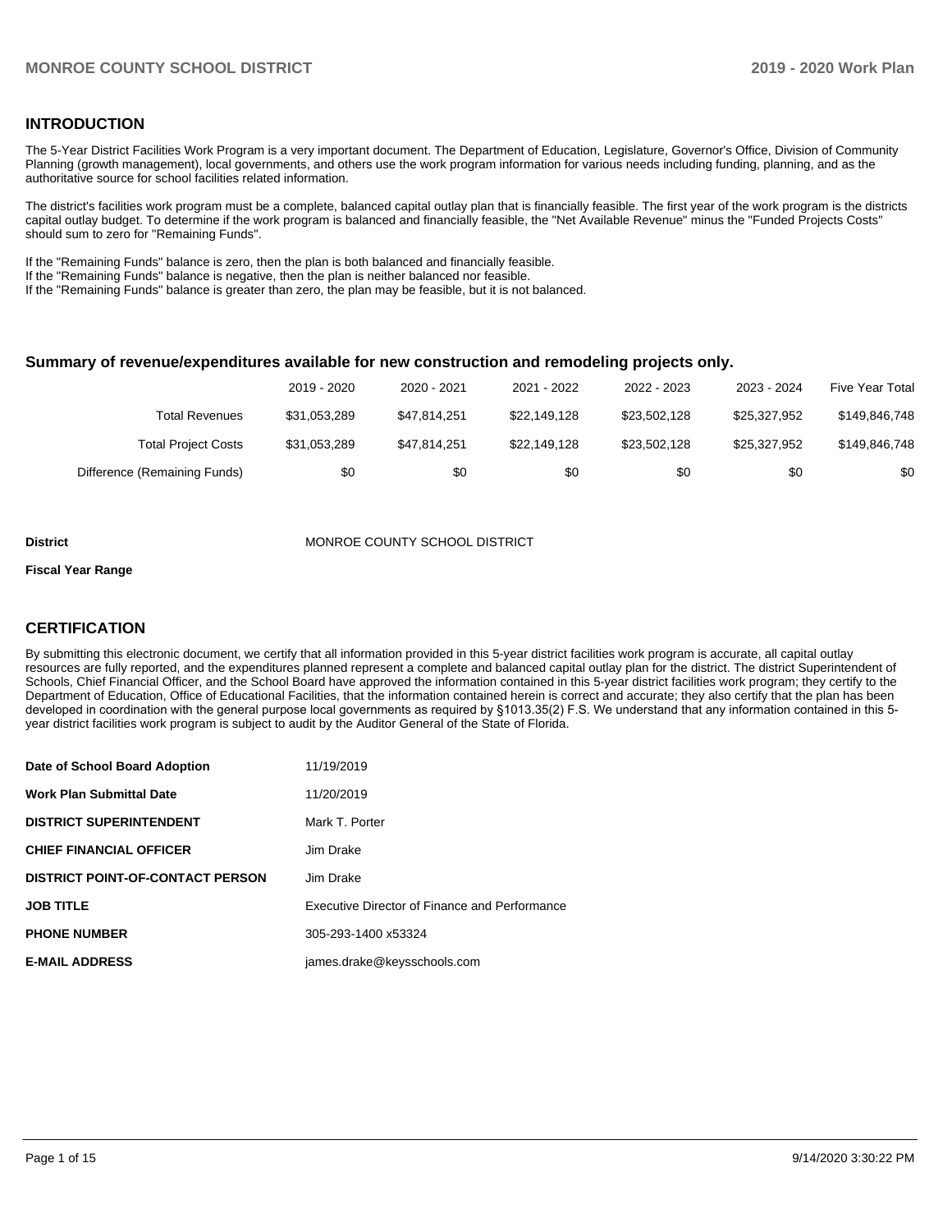## INTRODUCTION

The 5-Year District Facilities Work Program is a very important document. The Department of Education, Legislature, Governor's Office, Division of Community Planning (growth management), local governments, and others use the work program information for various needs including funding, planning, and as the authoritative source for school facilities related information.

The district's facilities work program must be a complete, balanced capital outlay plan that is financially feasible. The first year of the work program is the districts capital outlay budget. To determine if the work program is balanced and financially feasible, the "Net Available Revenue" minus the "Funded Projects Costs" should sum to zero for "Remaining Funds".

If the "Remaining Funds" balance is zero, then the plan is both balanced and financially feasible.
If the "Remaining Funds" balance is negative, then the plan is neither balanced nor feasible.
If the "Remaining Funds" balance is greater than zero, the plan may be feasible, but it is not balanced.

### Summary of revenue/expenditures available for new construction and remodeling projects only.

| | 2019 - 2020 | 2020 - 2021 | 2021 - 2022 | 2022 - 2023 | 2023 - 2024 | Five Year Total |
|---|---|---|---|---|---|---|
| Total Revenues | $31,053,289 | $47,814,251 | $22,149,128 | $23,502,128 | $25,327,952 | $149,846,748 |
| Total Project Costs | $31,053,289 | $47,814,251 | $22,149,128 | $23,502,128 | $25,327,952 | $149,846,748 |
| Difference (Remaining Funds) | $0 | $0 | $0 | $0 | $0 | $0 |

**District** MONROE COUNTY SCHOOL DISTRICT

**Fiscal Year Range**

## CERTIFICATION

By submitting this electronic document, we certify that all information provided in this 5-year district facilities work program is accurate, all capital outlay resources are fully reported, and the expenditures planned represent a complete and balanced capital outlay plan for the district. The district Superintendent of Schools, Chief Financial Officer, and the School Board have approved the information contained in this 5-year district facilities work program; they certify to the Department of Education, Office of Educational Facilities, that the information contained herein is correct and accurate; they also certify that the plan has been developed in coordination with the general purpose local governments as required by §1013.35(2) F.S. We understand that any information contained in this 5-year district facilities work program is subject to audit by the Auditor General of the State of Florida.

| | |
|---|---|
| **Date of School Board Adoption** | 11/19/2019 |
| **Work Plan Submittal Date** | 11/20/2019 |
| **DISTRICT SUPERINTENDENT** | Mark T. Porter |
| **CHIEF FINANCIAL OFFICER** | Jim Drake |
| **DISTRICT POINT-OF-CONTACT PERSON** | Jim Drake |
| **JOB TITLE** | Executive Director of Finance and Performance |
| **PHONE NUMBER** | 305-293-1400 x53324 |
| **E-MAIL ADDRESS** | james.drake@keysschools.com |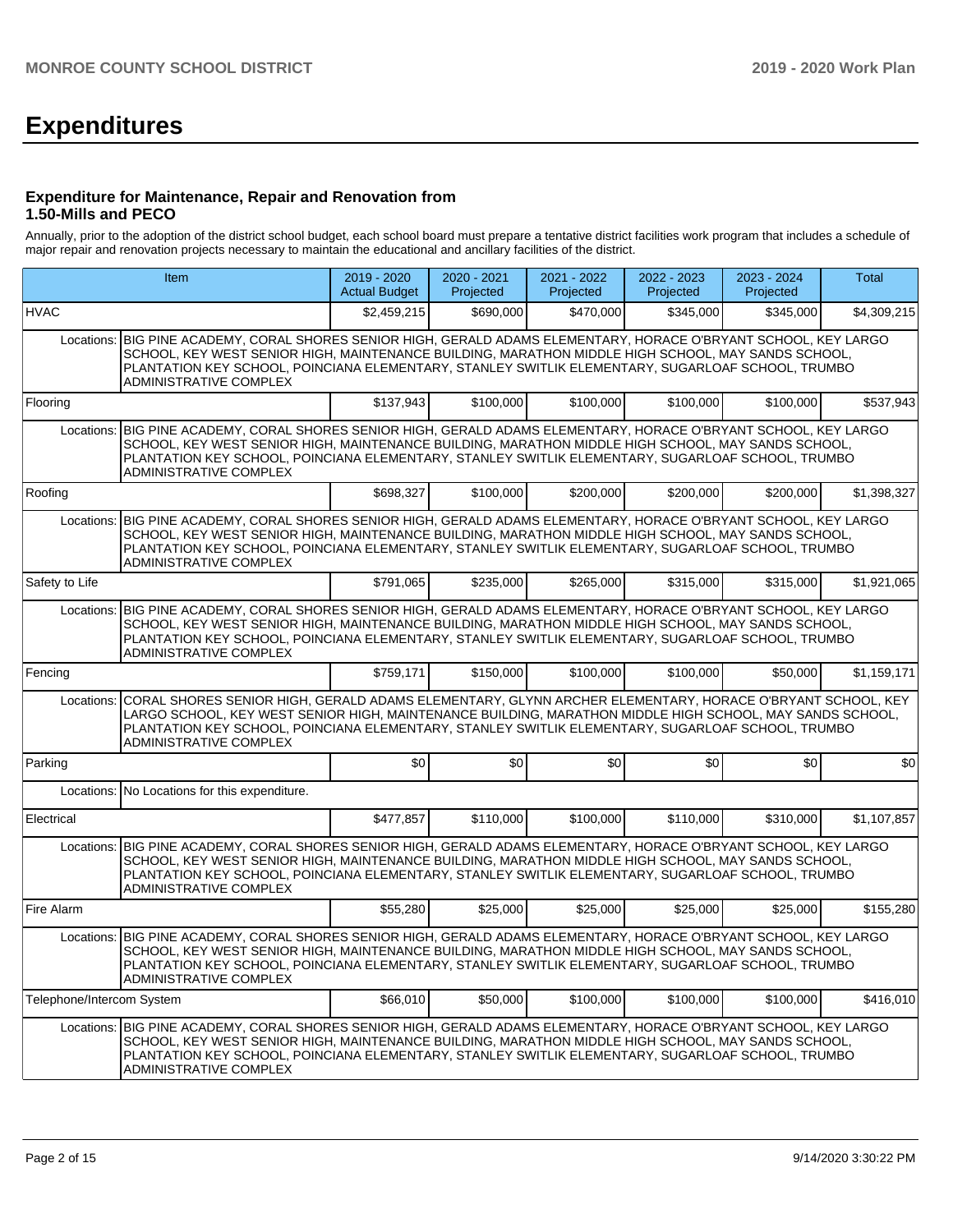# Expenditures

### Expenditure for Maintenance, Repair and Renovation from 1.50-Mills and PECO

Annually, prior to the adoption of the district school budget, each school board must prepare a tentative district facilities work program that includes a schedule of major repair and renovation projects necessary to maintain the educational and ancillary facilities of the district.

| Item | | 2019 - 2020 Actual Budget | 2020 - 2021 Projected | 2021 - 2022 Projected | 2022 - 2023 Projected | 2023 - 2024 Projected | Total |
|---|---|---|---|---|---|---|---|
| HVAC | | $2,459,215 | $690,000 | $470,000 | $345,000 | $345,000 | $4,309,215 |
| Locations: | BIG PINE ACADEMY, CORAL SHORES SENIOR HIGH, GERALD ADAMS ELEMENTARY, HORACE O'BRYANT SCHOOL, KEY LARGO SCHOOL, KEY WEST SENIOR HIGH, MAINTENANCE BUILDING, MARATHON MIDDLE HIGH SCHOOL, MAY SANDS SCHOOL, PLANTATION KEY SCHOOL, POINCIANA ELEMENTARY, STANLEY SWITLIK ELEMENTARY, SUGARLOAF SCHOOL, TRUMBO ADMINISTRATIVE COMPLEX | | | | | | |
| Flooring | | $137,943 | $100,000 | $100,000 | $100,000 | $100,000 | $537,943 |
| Locations: | BIG PINE ACADEMY, CORAL SHORES SENIOR HIGH, GERALD ADAMS ELEMENTARY, HORACE O'BRYANT SCHOOL, KEY LARGO SCHOOL, KEY WEST SENIOR HIGH, MAINTENANCE BUILDING, MARATHON MIDDLE HIGH SCHOOL, MAY SANDS SCHOOL, PLANTATION KEY SCHOOL, POINCIANA ELEMENTARY, STANLEY SWITLIK ELEMENTARY, SUGARLOAF SCHOOL, TRUMBO ADMINISTRATIVE COMPLEX | | | | | | |
| Roofing | | $698,327 | $100,000 | $200,000 | $200,000 | $200,000 | $1,398,327 |
| Locations: | BIG PINE ACADEMY, CORAL SHORES SENIOR HIGH, GERALD ADAMS ELEMENTARY, HORACE O'BRYANT SCHOOL, KEY LARGO SCHOOL, KEY WEST SENIOR HIGH, MAINTENANCE BUILDING, MARATHON MIDDLE HIGH SCHOOL, MAY SANDS SCHOOL, PLANTATION KEY SCHOOL, POINCIANA ELEMENTARY, STANLEY SWITLIK ELEMENTARY, SUGARLOAF SCHOOL, TRUMBO ADMINISTRATIVE COMPLEX | | | | | | |
| Safety to Life | | $791,065 | $235,000 | $265,000 | $315,000 | $315,000 | $1,921,065 |
| Locations: | BIG PINE ACADEMY, CORAL SHORES SENIOR HIGH, GERALD ADAMS ELEMENTARY, HORACE O'BRYANT SCHOOL, KEY LARGO SCHOOL, KEY WEST SENIOR HIGH, MAINTENANCE BUILDING, MARATHON MIDDLE HIGH SCHOOL, MAY SANDS SCHOOL, PLANTATION KEY SCHOOL, POINCIANA ELEMENTARY, STANLEY SWITLIK ELEMENTARY, SUGARLOAF SCHOOL, TRUMBO ADMINISTRATIVE COMPLEX | | | | | | |
| Fencing | | $759,171 | $150,000 | $100,000 | $100,000 | $50,000 | $1,159,171 |
| Locations: | CORAL SHORES SENIOR HIGH, GERALD ADAMS ELEMENTARY, GLYNN ARCHER ELEMENTARY, HORACE O'BRYANT SCHOOL, KEY LARGO SCHOOL, KEY WEST SENIOR HIGH, MAINTENANCE BUILDING, MARATHON MIDDLE HIGH SCHOOL, MAY SANDS SCHOOL, PLANTATION KEY SCHOOL, POINCIANA ELEMENTARY, STANLEY SWITLIK ELEMENTARY, SUGARLOAF SCHOOL, TRUMBO ADMINISTRATIVE COMPLEX | | | | | | |
| Parking | | $0 | $0 | $0 | $0 | $0 | $0 |
| Locations: | No Locations for this expenditure. | | | | | | |
| Electrical | | $477,857 | $110,000 | $100,000 | $110,000 | $310,000 | $1,107,857 |
| Locations: | BIG PINE ACADEMY, CORAL SHORES SENIOR HIGH, GERALD ADAMS ELEMENTARY, HORACE O'BRYANT SCHOOL, KEY LARGO SCHOOL, KEY WEST SENIOR HIGH, MAINTENANCE BUILDING, MARATHON MIDDLE HIGH SCHOOL, MAY SANDS SCHOOL, PLANTATION KEY SCHOOL, POINCIANA ELEMENTARY, STANLEY SWITLIK ELEMENTARY, SUGARLOAF SCHOOL, TRUMBO ADMINISTRATIVE COMPLEX | | | | | | |
| Fire Alarm | | $55,280 | $25,000 | $25,000 | $25,000 | $25,000 | $155,280 |
| Locations: | BIG PINE ACADEMY, CORAL SHORES SENIOR HIGH, GERALD ADAMS ELEMENTARY, HORACE O'BRYANT SCHOOL, KEY LARGO SCHOOL, KEY WEST SENIOR HIGH, MAINTENANCE BUILDING, MARATHON MIDDLE HIGH SCHOOL, MAY SANDS SCHOOL, PLANTATION KEY SCHOOL, POINCIANA ELEMENTARY, STANLEY SWITLIK ELEMENTARY, SUGARLOAF SCHOOL, TRUMBO ADMINISTRATIVE COMPLEX | | | | | | |
| Telephone/Intercom System | | $66,010 | $50,000 | $100,000 | $100,000 | $100,000 | $416,010 |
| Locations: | BIG PINE ACADEMY, CORAL SHORES SENIOR HIGH, GERALD ADAMS ELEMENTARY, HORACE O'BRYANT SCHOOL, KEY LARGO SCHOOL, KEY WEST SENIOR HIGH, MAINTENANCE BUILDING, MARATHON MIDDLE HIGH SCHOOL, MAY SANDS SCHOOL, PLANTATION KEY SCHOOL, POINCIANA ELEMENTARY, STANLEY SWITLIK ELEMENTARY, SUGARLOAF SCHOOL, TRUMBO ADMINISTRATIVE COMPLEX | | | | | | |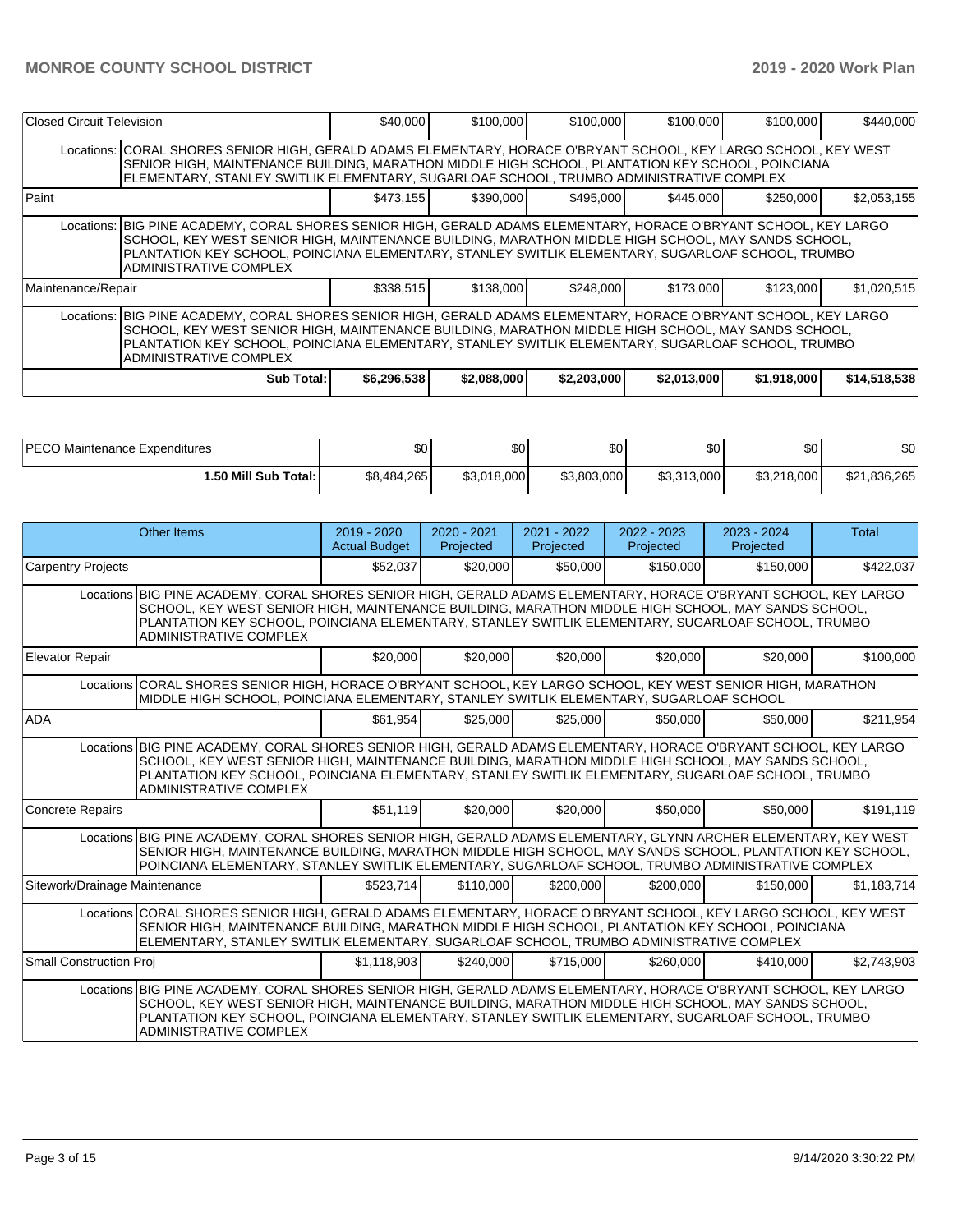| Closed Circuit Television | | $40,000 | $100,000 | $100,000 | $100,000 | $100,000 | $440,000 |
|---|---|---|---|---|---|---|---|
| Locations: | CORAL SHORES SENIOR HIGH, GERALD ADAMS ELEMENTARY, HORACE O'BRYANT SCHOOL, KEY LARGO SCHOOL, KEY WEST SENIOR HIGH, MAINTENANCE BUILDING, MARATHON MIDDLE HIGH SCHOOL, PLANTATION KEY SCHOOL, POINCIANA ELEMENTARY, STANLEY SWITLIK ELEMENTARY, SUGARLOAF SCHOOL, TRUMBO ADMINISTRATIVE COMPLEX | | | | | | |
| Paint | | $473,155 | $390,000 | $495,000 | $445,000 | $250,000 | $2,053,155 |
| Locations: | BIG PINE ACADEMY, CORAL SHORES SENIOR HIGH, GERALD ADAMS ELEMENTARY, HORACE O'BRYANT SCHOOL, KEY LARGO SCHOOL, KEY WEST SENIOR HIGH, MAINTENANCE BUILDING, MARATHON MIDDLE HIGH SCHOOL, MAY SANDS SCHOOL, PLANTATION KEY SCHOOL, POINCIANA ELEMENTARY, STANLEY SWITLIK ELEMENTARY, SUGARLOAF SCHOOL, TRUMBO ADMINISTRATIVE COMPLEX | | | | | | |
| Maintenance/Repair | | $338,515 | $138,000 | $248,000 | $173,000 | $123,000 | $1,020,515 |
| Locations: | BIG PINE ACADEMY, CORAL SHORES SENIOR HIGH, GERALD ADAMS ELEMENTARY, HORACE O'BRYANT SCHOOL, KEY LARGO SCHOOL, KEY WEST SENIOR HIGH, MAINTENANCE BUILDING, MARATHON MIDDLE HIGH SCHOOL, MAY SANDS SCHOOL, PLANTATION KEY SCHOOL, POINCIANA ELEMENTARY, STANLEY SWITLIK ELEMENTARY, SUGARLOAF SCHOOL, TRUMBO ADMINISTRATIVE COMPLEX | | | | | | |
| | **Sub Total:** | **$6,296,538** | **$2,088,000** | **$2,203,000** | **$2,013,000** | **$1,918,000** | **$14,518,538** |

| PECO Maintenance Expenditures | $0 | $0 | $0 | $0 | $0 | $0 |
|---|---|---|---|---|---|---|
| **1.50 Mill Sub Total:** | $8,484,265 | $3,018,000 | $3,803,000 | $3,313,000 | $3,218,000 | $21,836,265 |

| Other Items | | 2019 - 2020 Actual Budget | 2020 - 2021 Projected | 2021 - 2022 Projected | 2022 - 2023 Projected | 2023 - 2024 Projected | Total |
|---|---|---|---|---|---|---|---|
| Carpentry Projects | | $52,037 | $20,000 | $50,000 | $150,000 | $150,000 | $422,037 |
| Locations | BIG PINE ACADEMY, CORAL SHORES SENIOR HIGH, GERALD ADAMS ELEMENTARY, HORACE O'BRYANT SCHOOL, KEY LARGO SCHOOL, KEY WEST SENIOR HIGH, MAINTENANCE BUILDING, MARATHON MIDDLE HIGH SCHOOL, MAY SANDS SCHOOL, PLANTATION KEY SCHOOL, POINCIANA ELEMENTARY, STANLEY SWITLIK ELEMENTARY, SUGARLOAF SCHOOL, TRUMBO ADMINISTRATIVE COMPLEX | | | | | | |
| Elevator Repair | | $20,000 | $20,000 | $20,000 | $20,000 | $20,000 | $100,000 |
| Locations | CORAL SHORES SENIOR HIGH, HORACE O'BRYANT SCHOOL, KEY LARGO SCHOOL, KEY WEST SENIOR HIGH, MARATHON MIDDLE HIGH SCHOOL, POINCIANA ELEMENTARY, STANLEY SWITLIK ELEMENTARY, SUGARLOAF SCHOOL | | | | | | |
| ADA | | $61,954 | $25,000 | $25,000 | $50,000 | $50,000 | $211,954 |
| Locations | BIG PINE ACADEMY, CORAL SHORES SENIOR HIGH, GERALD ADAMS ELEMENTARY, HORACE O'BRYANT SCHOOL, KEY LARGO SCHOOL, KEY WEST SENIOR HIGH, MAINTENANCE BUILDING, MARATHON MIDDLE HIGH SCHOOL, MAY SANDS SCHOOL, PLANTATION KEY SCHOOL, POINCIANA ELEMENTARY, STANLEY SWITLIK ELEMENTARY, SUGARLOAF SCHOOL, TRUMBO ADMINISTRATIVE COMPLEX | | | | | | |
| Concrete Repairs | | $51,119 | $20,000 | $20,000 | $50,000 | $50,000 | $191,119 |
| Locations | BIG PINE ACADEMY, CORAL SHORES SENIOR HIGH, GERALD ADAMS ELEMENTARY, GLYNN ARCHER ELEMENTARY, KEY WEST SENIOR HIGH, MAINTENANCE BUILDING, MARATHON MIDDLE HIGH SCHOOL, MAY SANDS SCHOOL, PLANTATION KEY SCHOOL, POINCIANA ELEMENTARY, STANLEY SWITLIK ELEMENTARY, SUGARLOAF SCHOOL, TRUMBO ADMINISTRATIVE COMPLEX | | | | | | |
| Sitework/Drainage Maintenance | | $523,714 | $110,000 | $200,000 | $200,000 | $150,000 | $1,183,714 |
| Locations | CORAL SHORES SENIOR HIGH, GERALD ADAMS ELEMENTARY, HORACE O'BRYANT SCHOOL, KEY LARGO SCHOOL, KEY WEST SENIOR HIGH, MAINTENANCE BUILDING, MARATHON MIDDLE HIGH SCHOOL, PLANTATION KEY SCHOOL, POINCIANA ELEMENTARY, STANLEY SWITLIK ELEMENTARY, SUGARLOAF SCHOOL, TRUMBO ADMINISTRATIVE COMPLEX | | | | | | |
| Small Construction Proj | | $1,118,903 | $240,000 | $715,000 | $260,000 | $410,000 | $2,743,903 |
| Locations | BIG PINE ACADEMY, CORAL SHORES SENIOR HIGH, GERALD ADAMS ELEMENTARY, HORACE O'BRYANT SCHOOL, KEY LARGO SCHOOL, KEY WEST SENIOR HIGH, MAINTENANCE BUILDING, MARATHON MIDDLE HIGH SCHOOL, MAY SANDS SCHOOL, PLANTATION KEY SCHOOL, POINCIANA ELEMENTARY, STANLEY SWITLIK ELEMENTARY, SUGARLOAF SCHOOL, TRUMBO ADMINISTRATIVE COMPLEX | | | | | | |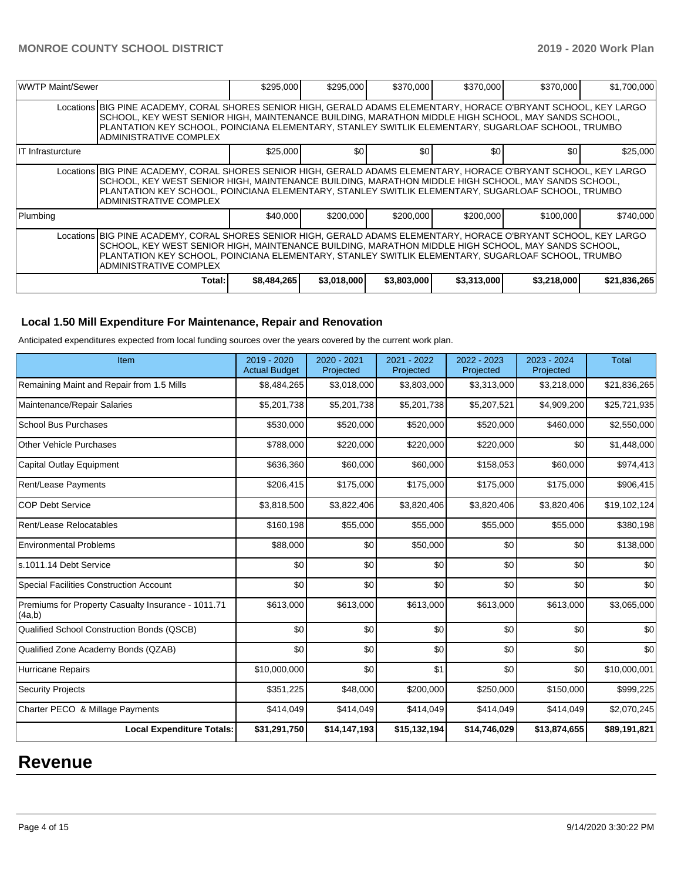| WWTP Maint/Sewer | | $295,000 | $295,000 | $370,000 | $370,000 | $370,000 | $1,700,000 |
|---|---|---|---|---|---|---|---|
| | Locations | BIG PINE ACADEMY, CORAL SHORES SENIOR HIGH, GERALD ADAMS ELEMENTARY, HORACE O'BRYANT SCHOOL, KEY LARGO SCHOOL, KEY WEST SENIOR HIGH, MAINTENANCE BUILDING, MARATHON MIDDLE HIGH SCHOOL, MAY SANDS SCHOOL, PLANTATION KEY SCHOOL, POINCIANA ELEMENTARY, STANLEY SWITLIK ELEMENTARY, SUGARLOAF SCHOOL, TRUMBO ADMINISTRATIVE COMPLEX | | | | | |
| IT Infrasturcture | | $25,000 | $0 | $0 | $0 | $0 | $25,000 |
| | Locations | BIG PINE ACADEMY, CORAL SHORES SENIOR HIGH, GERALD ADAMS ELEMENTARY, HORACE O'BRYANT SCHOOL, KEY LARGO SCHOOL, KEY WEST SENIOR HIGH, MAINTENANCE BUILDING, MARATHON MIDDLE HIGH SCHOOL, MAY SANDS SCHOOL, PLANTATION KEY SCHOOL, POINCIANA ELEMENTARY, STANLEY SWITLIK ELEMENTARY, SUGARLOAF SCHOOL, TRUMBO ADMINISTRATIVE COMPLEX | | | | | |
| Plumbing | | $40,000 | $200,000 | $200,000 | $200,000 | $100,000 | $740,000 |
| | Locations | BIG PINE ACADEMY, CORAL SHORES SENIOR HIGH, GERALD ADAMS ELEMENTARY, HORACE O'BRYANT SCHOOL, KEY LARGO SCHOOL, KEY WEST SENIOR HIGH, MAINTENANCE BUILDING, MARATHON MIDDLE HIGH SCHOOL, MAY SANDS SCHOOL, PLANTATION KEY SCHOOL, POINCIANA ELEMENTARY, STANLEY SWITLIK ELEMENTARY, SUGARLOAF SCHOOL, TRUMBO ADMINISTRATIVE COMPLEX | | | | | |
| | **Total:** | **$8,484,265** | **$3,018,000** | **$3,803,000** | **$3,313,000** | **$3,218,000** | **$21,836,265** |

### Local 1.50 Mill Expenditure For Maintenance, Repair and Renovation

Anticipated expenditures expected from local funding sources over the years covered by the current work plan.

| Item | 2019 - 2020 Actual Budget | 2020 - 2021 Projected | 2021 - 2022 Projected | 2022 - 2023 Projected | 2023 - 2024 Projected | Total |
|---|---|---|---|---|---|---|
| Remaining Maint and Repair from 1.5 Mills | $8,484,265 | $3,018,000 | $3,803,000 | $3,313,000 | $3,218,000 | $21,836,265 |
| Maintenance/Repair Salaries | $5,201,738 | $5,201,738 | $5,201,738 | $5,207,521 | $4,909,200 | $25,721,935 |
| School Bus Purchases | $530,000 | $520,000 | $520,000 | $520,000 | $460,000 | $2,550,000 |
| Other Vehicle Purchases | $788,000 | $220,000 | $220,000 | $220,000 | $0 | $1,448,000 |
| Capital Outlay Equipment | $636,360 | $60,000 | $60,000 | $158,053 | $60,000 | $974,413 |
| Rent/Lease Payments | $206,415 | $175,000 | $175,000 | $175,000 | $175,000 | $906,415 |
| COP Debt Service | $3,818,500 | $3,822,406 | $3,820,406 | $3,820,406 | $3,820,406 | $19,102,124 |
| Rent/Lease Relocatables | $160,198 | $55,000 | $55,000 | $55,000 | $55,000 | $380,198 |
| Environmental Problems | $88,000 | $0 | $50,000 | $0 | $0 | $138,000 |
| s.1011.14 Debt Service | $0 | $0 | $0 | $0 | $0 | $0 |
| Special Facilities Construction Account | $0 | $0 | $0 | $0 | $0 | $0 |
| Premiums for Property Casualty Insurance - 1011.71 (4a,b) | $613,000 | $613,000 | $613,000 | $613,000 | $613,000 | $3,065,000 |
| Qualified School Construction Bonds (QSCB) | $0 | $0 | $0 | $0 | $0 | $0 |
| Qualified Zone Academy Bonds (QZAB) | $0 | $0 | $0 | $0 | $0 | $0 |
| Hurricane Repairs | $10,000,000 | $0 | $1 | $0 | $0 | $10,000,001 |
| Security Projects | $351,225 | $48,000 | $200,000 | $250,000 | $150,000 | $999,225 |
| Charter PECO & Millage Payments | $414,049 | $414,049 | $414,049 | $414,049 | $414,049 | $2,070,245 |
| **Local Expenditure Totals:** | **$31,291,750** | **$14,147,193** | **$15,132,194** | **$14,746,029** | **$13,874,655** | **$89,191,821** |

# Revenue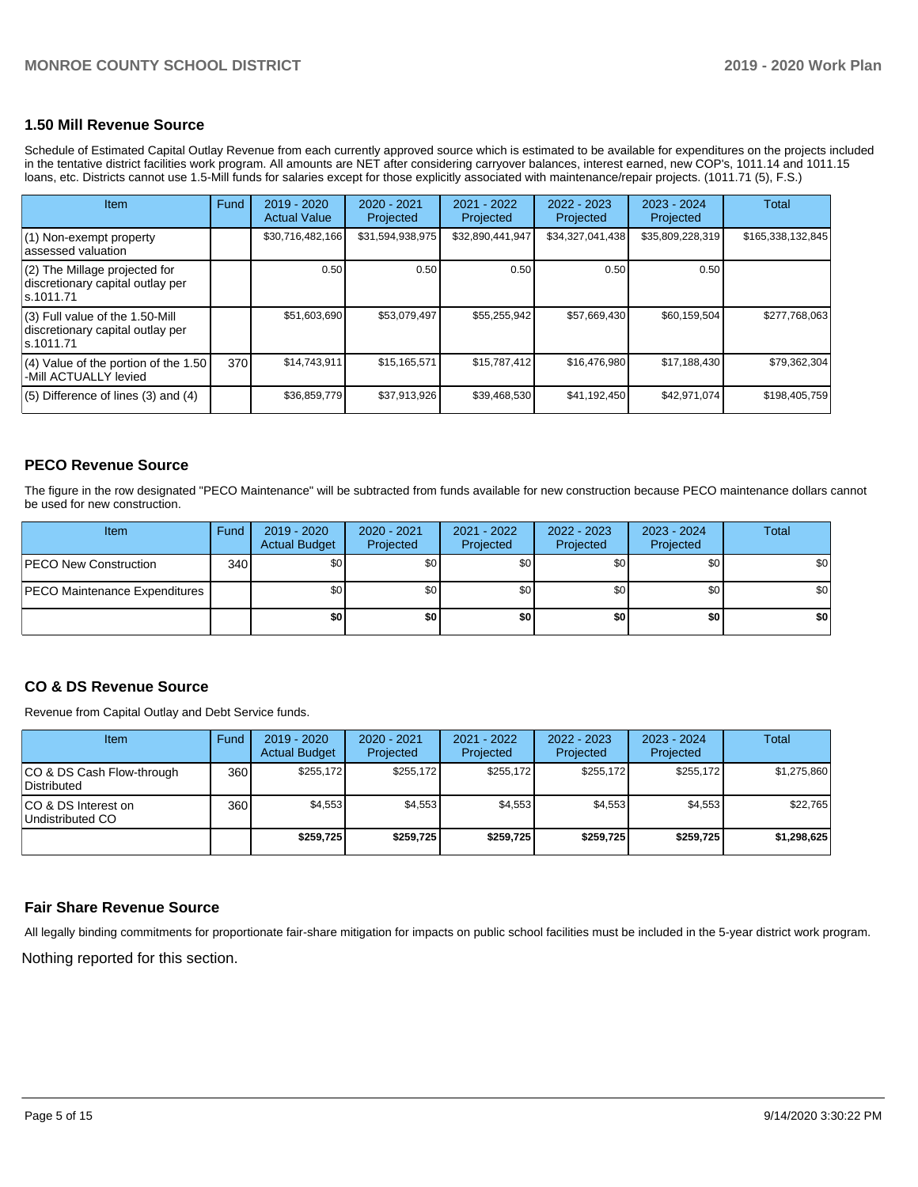## 1.50 Mill Revenue Source

Schedule of Estimated Capital Outlay Revenue from each currently approved source which is estimated to be available for expenditures on the projects included in the tentative district facilities work program. All amounts are NET after considering carryover balances, interest earned, new COP's, 1011.14 and 1011.15 loans, etc. Districts cannot use 1.5-Mill funds for salaries except for those explicitly associated with maintenance/repair projects. (1011.71 (5), F.S.)

| Item | Fund | 2019 - 2020 Actual Value | 2020 - 2021 Projected | 2021 - 2022 Projected | 2022 - 2023 Projected | 2023 - 2024 Projected | Total |
|---|---|---|---|---|---|---|---|
| (1) Non-exempt property assessed valuation | | $30,716,482,166 | $31,594,938,975 | $32,890,441,947 | $34,327,041,438 | $35,809,228,319 | $165,338,132,845 |
| (2) The Millage projected for discretionary capital outlay per s.1011.71 | | 0.50 | 0.50 | 0.50 | 0.50 | 0.50 | |
| (3) Full value of the 1.50-Mill discretionary capital outlay per s.1011.71 | | $51,603,690 | $53,079,497 | $55,255,942 | $57,669,430 | $60,159,504 | $277,768,063 |
| (4) Value of the portion of the 1.50 -Mill ACTUALLY levied | 370 | $14,743,911 | $15,165,571 | $15,787,412 | $16,476,980 | $17,188,430 | $79,362,304 |
| (5) Difference of lines (3) and (4) | | $36,859,779 | $37,913,926 | $39,468,530 | $41,192,450 | $42,971,074 | $198,405,759 |

## PECO Revenue Source

The figure in the row designated "PECO Maintenance" will be subtracted from funds available for new construction because PECO maintenance dollars cannot be used for new construction.

| Item | Fund | 2019 - 2020 Actual Budget | 2020 - 2021 Projected | 2021 - 2022 Projected | 2022 - 2023 Projected | 2023 - 2024 Projected | Total |
|---|---|---|---|---|---|---|---|
| PECO New Construction | 340 | $0 | $0 | $0 | $0 | $0 | $0 |
| PECO Maintenance Expenditures | | $0 | $0 | $0 | $0 | $0 | $0 |
| | | **$0** | **$0** | **$0** | **$0** | **$0** | **$0** |

## CO & DS Revenue Source

Revenue from Capital Outlay and Debt Service funds.

| Item | Fund | 2019 - 2020 Actual Budget | 2020 - 2021 Projected | 2021 - 2022 Projected | 2022 - 2023 Projected | 2023 - 2024 Projected | Total |
|---|---|---|---|---|---|---|---|
| CO & DS Cash Flow-through Distributed | 360 | $255,172 | $255,172 | $255,172 | $255,172 | $255,172 | $1,275,860 |
| CO & DS Interest on Undistributed CO | 360 | $4,553 | $4,553 | $4,553 | $4,553 | $4,553 | $22,765 |
| | | **$259,725** | **$259,725** | **$259,725** | **$259,725** | **$259,725** | **$1,298,625** |

## Fair Share Revenue Source

All legally binding commitments for proportionate fair-share mitigation for impacts on public school facilities must be included in the 5-year district work program.

Nothing reported for this section.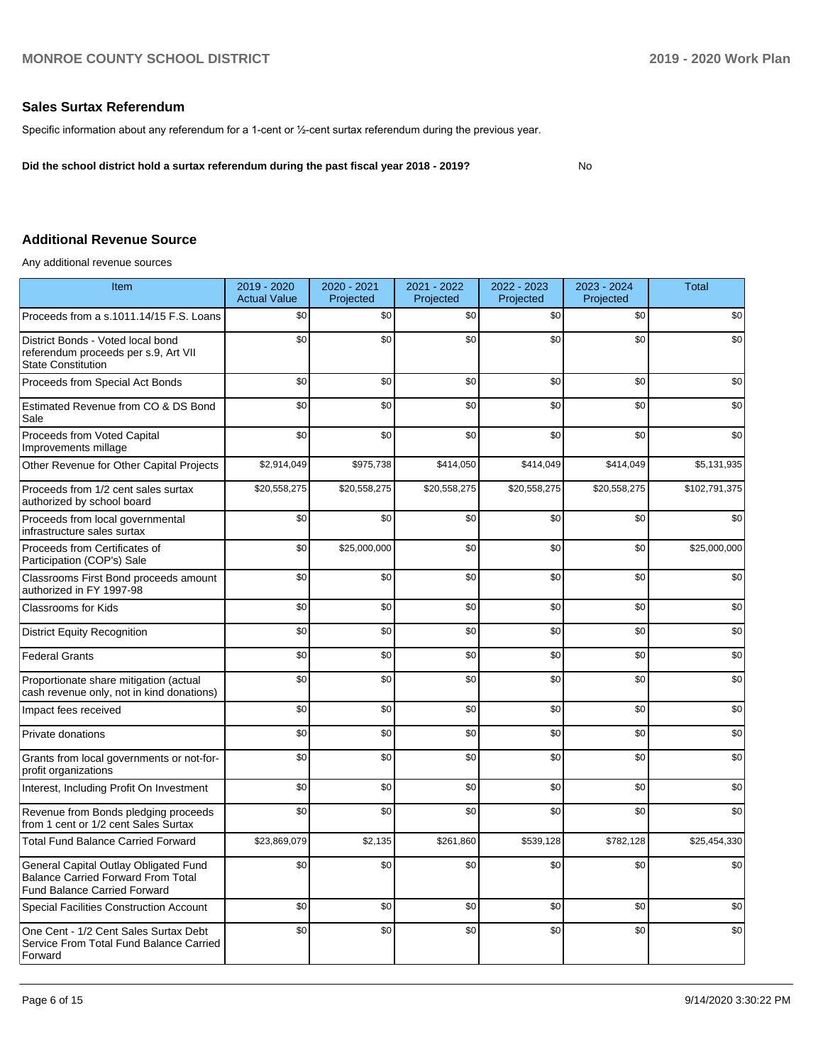## Sales Surtax Referendum

Specific information about any referendum for a 1-cent or ½-cent surtax referendum during the previous year.

**Did the school district hold a surtax referendum during the past fiscal year 2018 - 2019?** No

## Additional Revenue Source

Any additional revenue sources

| Item | 2019 - 2020 Actual Value | 2020 - 2021 Projected | 2021 - 2022 Projected | 2022 - 2023 Projected | 2023 - 2024 Projected | Total |
|---|---|---|---|---|---|---|
| Proceeds from a s.1011.14/15 F.S. Loans | $0 | $0 | $0 | $0 | $0 | $0 |
| District Bonds - Voted local bond referendum proceeds per s.9, Art VII State Constitution | $0 | $0 | $0 | $0 | $0 | $0 |
| Proceeds from Special Act Bonds | $0 | $0 | $0 | $0 | $0 | $0 |
| Estimated Revenue from CO & DS Bond Sale | $0 | $0 | $0 | $0 | $0 | $0 |
| Proceeds from Voted Capital Improvements millage | $0 | $0 | $0 | $0 | $0 | $0 |
| Other Revenue for Other Capital Projects | $2,914,049 | $975,738 | $414,050 | $414,049 | $414,049 | $5,131,935 |
| Proceeds from 1/2 cent sales surtax authorized by school board | $20,558,275 | $20,558,275 | $20,558,275 | $20,558,275 | $20,558,275 | $102,791,375 |
| Proceeds from local governmental infrastructure sales surtax | $0 | $0 | $0 | $0 | $0 | $0 |
| Proceeds from Certificates of Participation (COP's) Sale | $0 | $25,000,000 | $0 | $0 | $0 | $25,000,000 |
| Classrooms First Bond proceeds amount authorized in FY 1997-98 | $0 | $0 | $0 | $0 | $0 | $0 |
| Classrooms for Kids | $0 | $0 | $0 | $0 | $0 | $0 |
| District Equity Recognition | $0 | $0 | $0 | $0 | $0 | $0 |
| Federal Grants | $0 | $0 | $0 | $0 | $0 | $0 |
| Proportionate share mitigation (actual cash revenue only, not in kind donations) | $0 | $0 | $0 | $0 | $0 | $0 |
| Impact fees received | $0 | $0 | $0 | $0 | $0 | $0 |
| Private donations | $0 | $0 | $0 | $0 | $0 | $0 |
| Grants from local governments or not-for-profit organizations | $0 | $0 | $0 | $0 | $0 | $0 |
| Interest, Including Profit On Investment | $0 | $0 | $0 | $0 | $0 | $0 |
| Revenue from Bonds pledging proceeds from 1 cent or 1/2 cent Sales Surtax | $0 | $0 | $0 | $0 | $0 | $0 |
| Total Fund Balance Carried Forward | $23,869,079 | $2,135 | $261,860 | $539,128 | $782,128 | $25,454,330 |
| General Capital Outlay Obligated Fund Balance Carried Forward From Total Fund Balance Carried Forward | $0 | $0 | $0 | $0 | $0 | $0 |
| Special Facilities Construction Account | $0 | $0 | $0 | $0 | $0 | $0 |
| One Cent - 1/2 Cent Sales Surtax Debt Service From Total Fund Balance Carried Forward | $0 | $0 | $0 | $0 | $0 | $0 |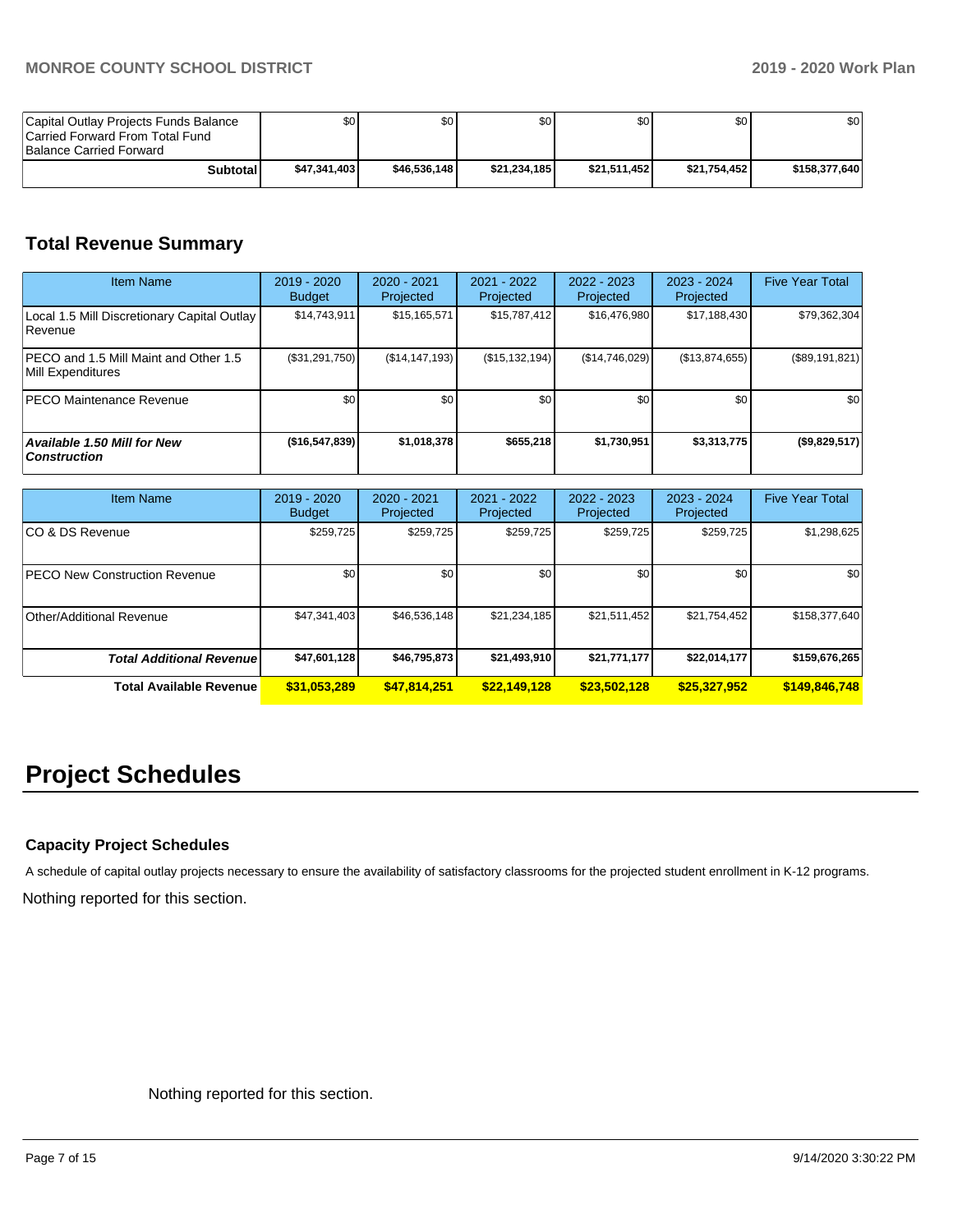| | | | | | | |
|---|---|---|---|---|---|---|
| Capital Outlay Projects Funds Balance Carried Forward From Total Fund Balance Carried Forward | $0 | $0 | $0 | $0 | $0 | $0 |
| **Subtotal** | **$47,341,403** | **$46,536,148** | **$21,234,185** | **$21,511,452** | **$21,754,452** | **$158,377,640** |

## Total Revenue Summary

| Item Name | 2019 - 2020 Budget | 2020 - 2021 Projected | 2021 - 2022 Projected | 2022 - 2023 Projected | 2023 - 2024 Projected | Five Year Total |
|---|---|---|---|---|---|---|
| Local 1.5 Mill Discretionary Capital Outlay Revenue | $14,743,911 | $15,165,571 | $15,787,412 | $16,476,980 | $17,188,430 | $79,362,304 |
| PECO and 1.5 Mill Maint and Other 1.5 Mill Expenditures | ($31,291,750) | ($14,147,193) | ($15,132,194) | ($14,746,029) | ($13,874,655) | ($89,191,821) |
| PECO Maintenance Revenue | $0 | $0 | $0 | $0 | $0 | $0 |
| ***Available 1.50 Mill for New Construction*** | **($16,547,839)** | **$1,018,378** | **$655,218** | **$1,730,951** | **$3,313,775** | **($9,829,517)** |

| Item Name | 2019 - 2020 Budget | 2020 - 2021 Projected | 2021 - 2022 Projected | 2022 - 2023 Projected | 2023 - 2024 Projected | Five Year Total |
|---|---|---|---|---|---|---|
| CO & DS Revenue | $259,725 | $259,725 | $259,725 | $259,725 | $259,725 | $1,298,625 |
| PECO New Construction Revenue | $0 | $0 | $0 | $0 | $0 | $0 |
| Other/Additional Revenue | $47,341,403 | $46,536,148 | $21,234,185 | $21,511,452 | $21,754,452 | $158,377,640 |
| ***Total Additional Revenue*** | **$47,601,128** | **$46,795,873** | **$21,493,910** | **$21,771,177** | **$22,014,177** | **$159,676,265** |
| **Total Available Revenue** | **$31,053,289** | **$47,814,251** | **$22,149,128** | **$23,502,128** | **$25,327,952** | **$149,846,748** |

# Project Schedules

### Capacity Project Schedules

A schedule of capital outlay projects necessary to ensure the availability of satisfactory classrooms for the projected student enrollment in K-12 programs.

Nothing reported for this section.

Nothing reported for this section.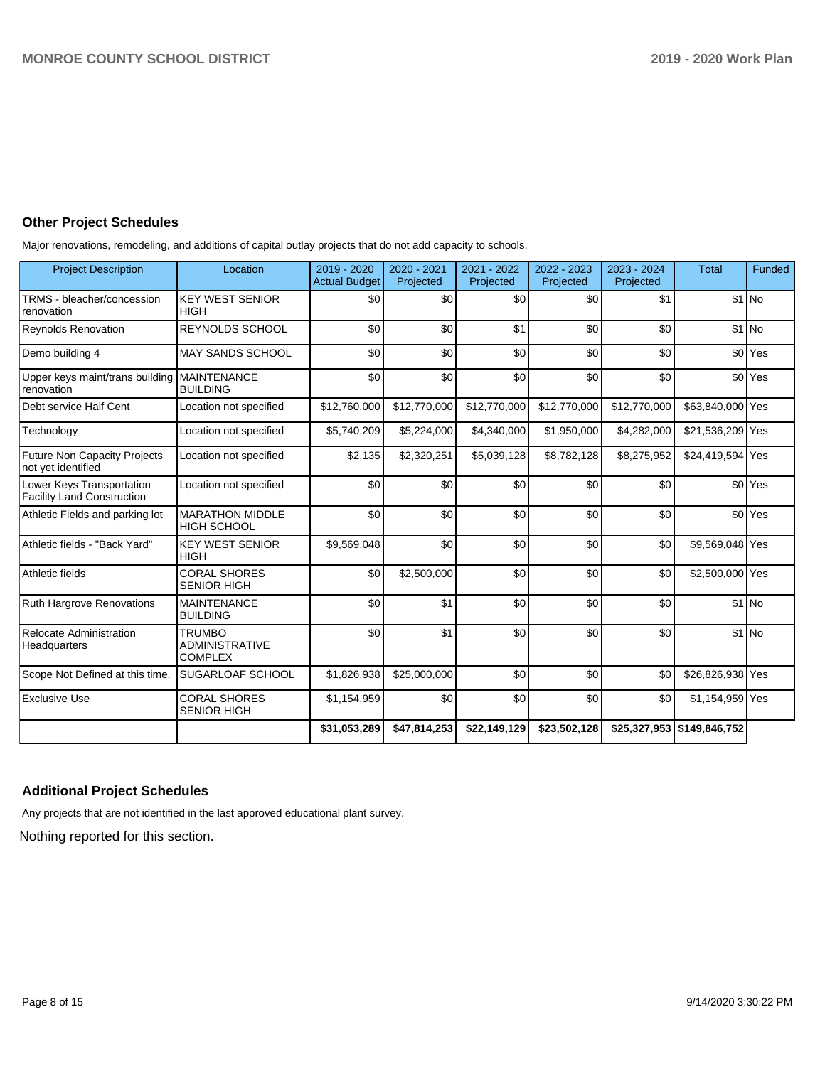## Other Project Schedules

Major renovations, remodeling, and additions of capital outlay projects that do not add capacity to schools.

| Project Description | Location | 2019 - 2020 Actual Budget | 2020 - 2021 Projected | 2021 - 2022 Projected | 2022 - 2023 Projected | 2023 - 2024 Projected | Total | Funded |
|---|---|---|---|---|---|---|---|---|
| TRMS - bleacher/concession renovation | KEY WEST SENIOR HIGH | $0 | $0 | $0 | $0 | $1 | $1 | No |
| Reynolds Renovation | REYNOLDS SCHOOL | $0 | $0 | $1 | $0 | $0 | $1 | No |
| Demo building 4 | MAY SANDS SCHOOL | $0 | $0 | $0 | $0 | $0 | $0 | Yes |
| Upper keys maint/trans building renovation | MAINTENANCE BUILDING | $0 | $0 | $0 | $0 | $0 | $0 | Yes |
| Debt service Half Cent | Location not specified | $12,760,000 | $12,770,000 | $12,770,000 | $12,770,000 | $12,770,000 | $63,840,000 | Yes |
| Technology | Location not specified | $5,740,209 | $5,224,000 | $4,340,000 | $1,950,000 | $4,282,000 | $21,536,209 | Yes |
| Future Non Capacity Projects not yet identified | Location not specified | $2,135 | $2,320,251 | $5,039,128 | $8,782,128 | $8,275,952 | $24,419,594 | Yes |
| Lower Keys Transportation Facility Land Construction | Location not specified | $0 | $0 | $0 | $0 | $0 | $0 | Yes |
| Athletic Fields and parking lot | MARATHON MIDDLE HIGH SCHOOL | $0 | $0 | $0 | $0 | $0 | $0 | Yes |
| Athletic fields - "Back Yard" | KEY WEST SENIOR HIGH | $9,569,048 | $0 | $0 | $0 | $0 | $9,569,048 | Yes |
| Athletic fields | CORAL SHORES SENIOR HIGH | $0 | $2,500,000 | $0 | $0 | $0 | $2,500,000 | Yes |
| Ruth Hargrove Renovations | MAINTENANCE BUILDING | $0 | $1 | $0 | $0 | $0 | $1 | No |
| Relocate Administration Headquarters | TRUMBO ADMINISTRATIVE COMPLEX | $0 | $1 | $0 | $0 | $0 | $1 | No |
| Scope Not Defined at this time. | SUGARLOAF SCHOOL | $1,826,938 | $25,000,000 | $0 | $0 | $0 | $26,826,938 | Yes |
| Exclusive Use | CORAL SHORES SENIOR HIGH | $1,154,959 | $0 | $0 | $0 | $0 | $1,154,959 | Yes |
| | | **$31,053,289** | **$47,814,253** | **$22,149,129** | **$23,502,128** | **$25,327,953** | **$149,846,752** | |

## Additional Project Schedules

Any projects that are not identified in the last approved educational plant survey.

Nothing reported for this section.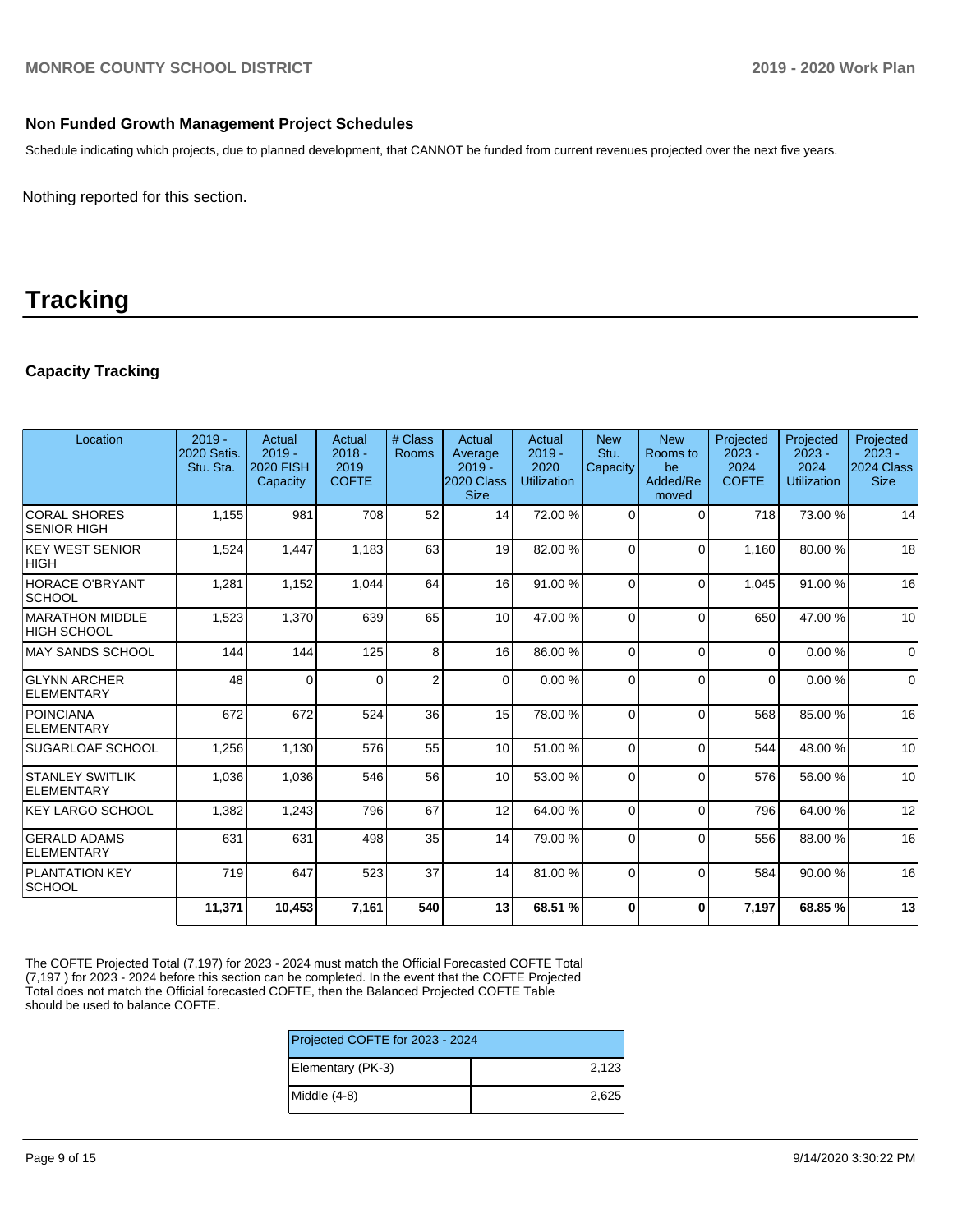### Non Funded Growth Management Project Schedules

Schedule indicating which projects, due to planned development, that CANNOT be funded from current revenues projected over the next five years.

Nothing reported for this section.

# Tracking

### Capacity Tracking

| Location | 2019 - 2020 Satis. Stu. Sta. | Actual 2019 - 2020 FISH Capacity | Actual 2018 - 2019 COFTE | # Class Rooms | Actual Average 2019 - 2020 Class Size | Actual 2019 - 2020 Utilization | New Stu. Capacity | New Rooms to be Added/Removed | Projected 2023 - 2024 COFTE | Projected 2023 - 2024 Utilization | Projected 2023 - 2024 Class Size |
|---|---|---|---|---|---|---|---|---|---|---|---|
| CORAL SHORES SENIOR HIGH | 1,155 | 981 | 708 | 52 | 14 | 72.00 % | 0 | 0 | 718 | 73.00 % | 14 |
| KEY WEST SENIOR HIGH | 1,524 | 1,447 | 1,183 | 63 | 19 | 82.00 % | 0 | 0 | 1,160 | 80.00 % | 18 |
| HORACE O'BRYANT SCHOOL | 1,281 | 1,152 | 1,044 | 64 | 16 | 91.00 % | 0 | 0 | 1,045 | 91.00 % | 16 |
| MARATHON MIDDLE HIGH SCHOOL | 1,523 | 1,370 | 639 | 65 | 10 | 47.00 % | 0 | 0 | 650 | 47.00 % | 10 |
| MAY SANDS SCHOOL | 144 | 144 | 125 | 8 | 16 | 86.00 % | 0 | 0 | 0 | 0.00 % | 0 |
| GLYNN ARCHER ELEMENTARY | 48 | 0 | 0 | 2 | 0 | 0.00 % | 0 | 0 | 0 | 0.00 % | 0 |
| POINCIANA ELEMENTARY | 672 | 672 | 524 | 36 | 15 | 78.00 % | 0 | 0 | 568 | 85.00 % | 16 |
| SUGARLOAF SCHOOL | 1,256 | 1,130 | 576 | 55 | 10 | 51.00 % | 0 | 0 | 544 | 48.00 % | 10 |
| STANLEY SWITLIK ELEMENTARY | 1,036 | 1,036 | 546 | 56 | 10 | 53.00 % | 0 | 0 | 576 | 56.00 % | 10 |
| KEY LARGO SCHOOL | 1,382 | 1,243 | 796 | 67 | 12 | 64.00 % | 0 | 0 | 796 | 64.00 % | 12 |
| GERALD ADAMS ELEMENTARY | 631 | 631 | 498 | 35 | 14 | 79.00 % | 0 | 0 | 556 | 88.00 % | 16 |
| PLANTATION KEY SCHOOL | 719 | 647 | 523 | 37 | 14 | 81.00 % | 0 | 0 | 584 | 90.00 % | 16 |
| | **11,371** | **10,453** | **7,161** | **540** | **13** | **68.51 %** | **0** | **0** | **7,197** | **68.85 %** | **13** |

The COFTE Projected Total (7,197) for 2023 - 2024 must match the Official Forecasted COFTE Total (7,197 ) for 2023 - 2024 before this section can be completed. In the event that the COFTE Projected Total does not match the Official forecasted COFTE, then the Balanced Projected COFTE Table should be used to balance COFTE.

| Projected COFTE for 2023 - 2024 | |
|---|---|
| Elementary (PK-3) | 2,123 |
| Middle (4-8) | 2,625 |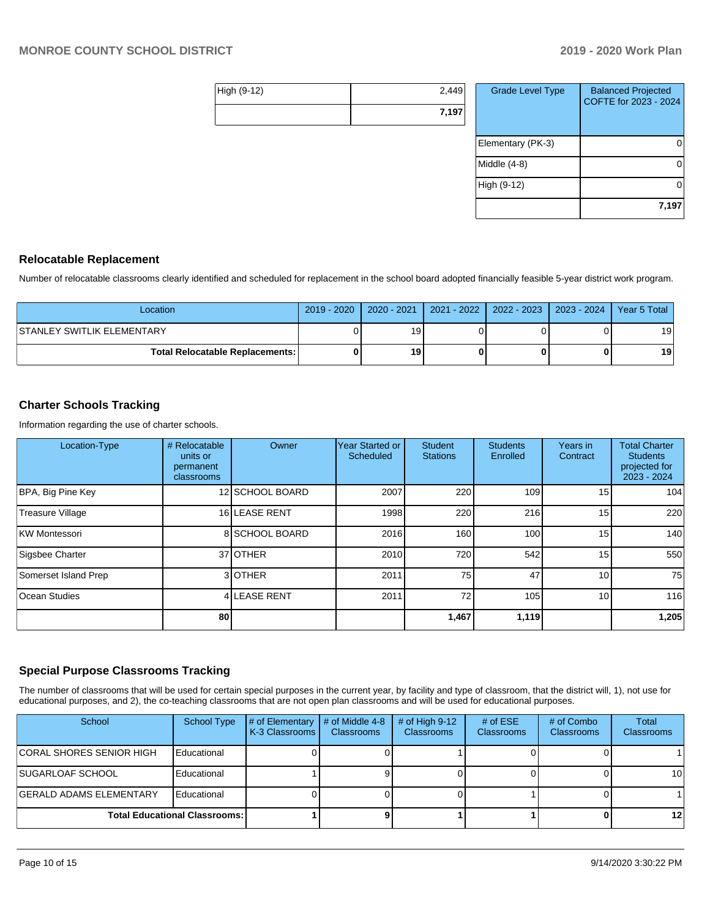| | |
|---|---|
| High (9-12) | 2,449 |
| | **7,197** |

| Grade Level Type | Balanced Projected COFTE for 2023 - 2024 |
|---|---|
| Elementary (PK-3) | 0 |
| Middle (4-8) | 0 |
| High (9-12) | 0 |
| | **7,197** |

## Relocatable Replacement

Number of relocatable classrooms clearly identified and scheduled for replacement in the school board adopted financially feasible 5-year district work program.

| Location | 2019 - 2020 | 2020 - 2021 | 2021 - 2022 | 2022 - 2023 | 2023 - 2024 | Year 5 Total |
|---|---|---|---|---|---|---|
| STANLEY SWITLIK ELEMENTARY | 0 | 19 | 0 | 0 | 0 | 19 |
| **Total Relocatable Replacements:** | **0** | **19** | **0** | **0** | **0** | **19** |

## Charter Schools Tracking

Information regarding the use of charter schools.

| Location-Type | # Relocatable units or permanent classrooms | Owner | Year Started or Scheduled | Student Stations | Students Enrolled | Years in Contract | Total Charter Students projected for 2023 - 2024 |
|---|---|---|---|---|---|---|---|
| BPA, Big Pine Key | 12 | SCHOOL BOARD | 2007 | 220 | 109 | 15 | 104 |
| Treasure Village | 16 | LEASE RENT | 1998 | 220 | 216 | 15 | 220 |
| KW Montessori | 8 | SCHOOL BOARD | 2016 | 160 | 100 | 15 | 140 |
| Sigsbee Charter | 37 | OTHER | 2010 | 720 | 542 | 15 | 550 |
| Somerset Island Prep | 3 | OTHER | 2011 | 75 | 47 | 10 | 75 |
| Ocean Studies | 4 | LEASE RENT | 2011 | 72 | 105 | 10 | 116 |
| | **80** | | | **1,467** | **1,119** | | **1,205** |

## Special Purpose Classrooms Tracking

The number of classrooms that will be used for certain special purposes in the current year, by facility and type of classroom, that the district will, 1), not use for educational purposes, and 2), the co-teaching classrooms that are not open plan classrooms and will be used for educational purposes.

| School | School Type | # of Elementary K-3 Classrooms | # of Middle 4-8 Classrooms | # of High 9-12 Classrooms | # of ESE Classrooms | # of Combo Classrooms | Total Classrooms |
|---|---|---|---|---|---|---|---|
| CORAL SHORES SENIOR HIGH | Educational | 0 | 0 | 1 | 0 | 0 | 1 |
| SUGARLOAF SCHOOL | Educational | 1 | 9 | 0 | 0 | 0 | 10 |
| GERALD ADAMS ELEMENTARY | Educational | 0 | 0 | 0 | 1 | 0 | 1 |
| **Total Educational Classrooms:** | | **1** | **9** | **1** | **1** | **0** | **12** |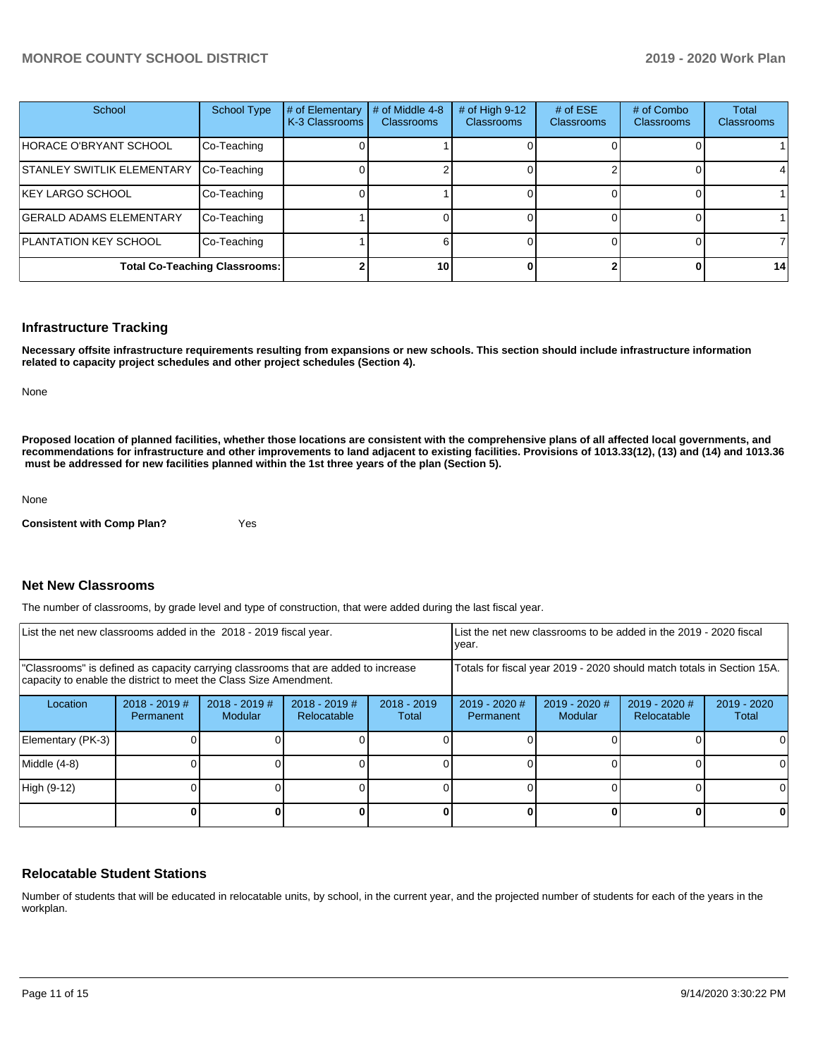| School | School Type | # of Elementary K-3 Classrooms | # of Middle 4-8 Classrooms | # of High 9-12 Classrooms | # of ESE Classrooms | # of Combo Classrooms | Total Classrooms |
|---|---|---|---|---|---|---|---|
| HORACE O'BRYANT SCHOOL | Co-Teaching | 0 | 1 | 0 | 0 | 0 | 1 |
| STANLEY SWITLIK ELEMENTARY | Co-Teaching | 0 | 2 | 0 | 2 | 0 | 4 |
| KEY LARGO SCHOOL | Co-Teaching | 0 | 1 | 0 | 0 | 0 | 1 |
| GERALD ADAMS ELEMENTARY | Co-Teaching | 1 | 0 | 0 | 0 | 0 | 1 |
| PLANTATION KEY SCHOOL | Co-Teaching | 1 | 6 | 0 | 0 | 0 | 7 |
| **Total Co-Teaching Classrooms:** | | **2** | **10** | **0** | **2** | **0** | **14** |

## Infrastructure Tracking

**Necessary offsite infrastructure requirements resulting from expansions or new schools. This section should include infrastructure information related to capacity project schedules and other project schedules (Section 4).**

None

**Proposed location of planned facilities, whether those locations are consistent with the comprehensive plans of all affected local governments, and recommendations for infrastructure and other improvements to land adjacent to existing facilities. Provisions of 1013.33(12), (13) and (14) and 1013.36 must be addressed for new facilities planned within the 1st three years of the plan (Section 5).**

None

**Consistent with Comp Plan?** Yes

## Net New Classrooms

The number of classrooms, by grade level and type of construction, that were added during the last fiscal year.

| List the net new classrooms added in the 2018 - 2019 fiscal year. | | | | | List the net new classrooms to be added in the 2019 - 2020 fiscal year. | | | |
|---|---|---|---|---|---|---|---|---|
| "Classrooms" is defined as capacity carrying classrooms that are added to increase capacity to enable the district to meet the Class Size Amendment. | | | | | Totals for fiscal year 2019 - 2020 should match totals in Section 15A. | | | |
| Location | 2018 - 2019 # Permanent | 2018 - 2019 # Modular | 2018 - 2019 # Relocatable | 2018 - 2019 Total | 2019 - 2020 # Permanent | 2019 - 2020 # Modular | 2019 - 2020 # Relocatable | 2019 - 2020 Total |
| Elementary (PK-3) | 0 | 0 | 0 | 0 | 0 | 0 | 0 | 0 |
| Middle (4-8) | 0 | 0 | 0 | 0 | 0 | 0 | 0 | 0 |
| High (9-12) | 0 | 0 | 0 | 0 | 0 | 0 | 0 | 0 |
| | **0** | **0** | **0** | **0** | **0** | **0** | **0** | **0** |

## Relocatable Student Stations

Number of students that will be educated in relocatable units, by school, in the current year, and the projected number of students for each of the years in the workplan.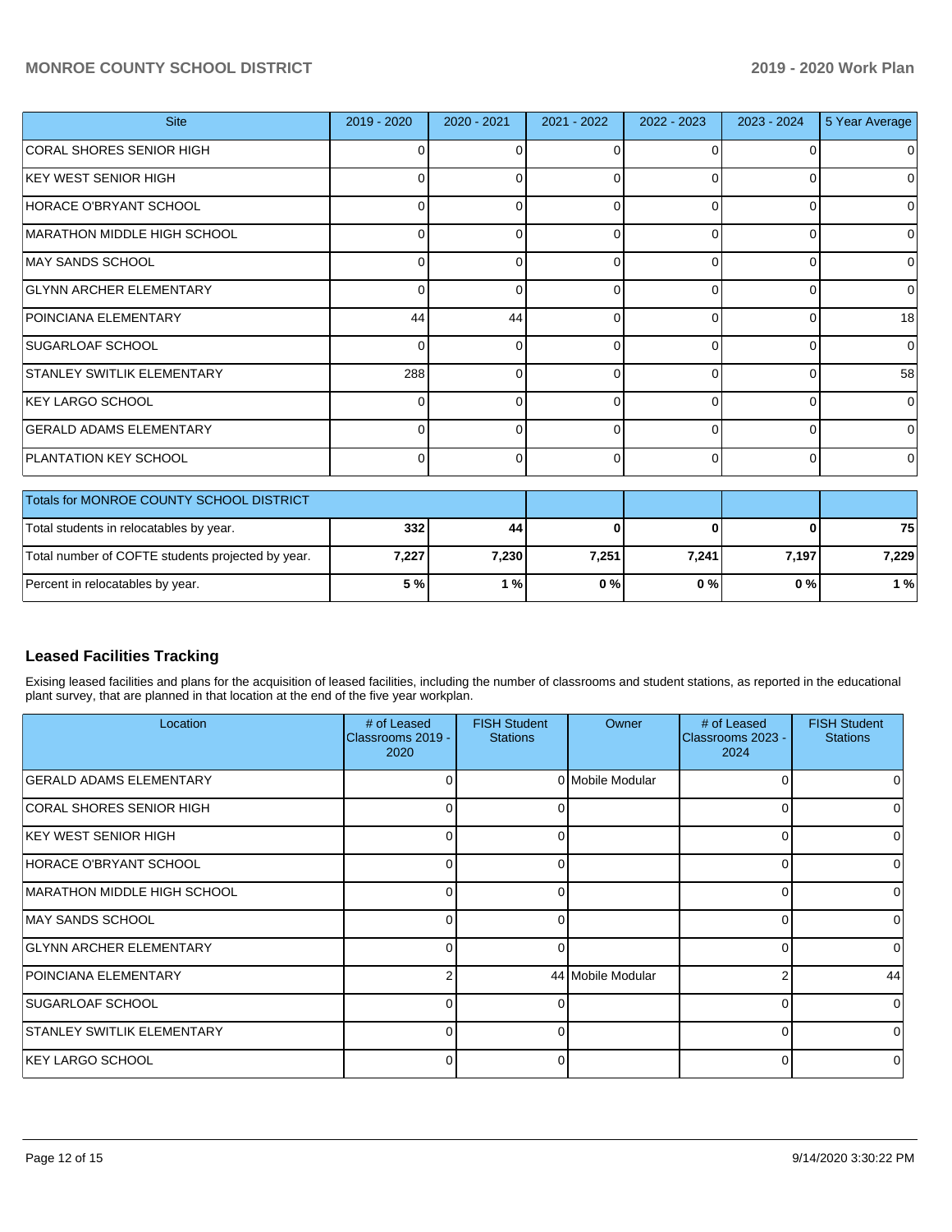| Site | 2019 - 2020 | 2020 - 2021 | 2021 - 2022 | 2022 - 2023 | 2023 - 2024 | 5 Year Average |
|---|---|---|---|---|---|---|
| CORAL SHORES SENIOR HIGH | 0 | 0 | 0 | 0 | 0 | 0 |
| KEY WEST SENIOR HIGH | 0 | 0 | 0 | 0 | 0 | 0 |
| HORACE O'BRYANT SCHOOL | 0 | 0 | 0 | 0 | 0 | 0 |
| MARATHON MIDDLE HIGH SCHOOL | 0 | 0 | 0 | 0 | 0 | 0 |
| MAY SANDS SCHOOL | 0 | 0 | 0 | 0 | 0 | 0 |
| GLYNN ARCHER ELEMENTARY | 0 | 0 | 0 | 0 | 0 | 0 |
| POINCIANA ELEMENTARY | 44 | 44 | 0 | 0 | 0 | 18 |
| SUGARLOAF SCHOOL | 0 | 0 | 0 | 0 | 0 | 0 |
| STANLEY SWITLIK ELEMENTARY | 288 | 0 | 0 | 0 | 0 | 58 |
| KEY LARGO SCHOOL | 0 | 0 | 0 | 0 | 0 | 0 |
| GERALD ADAMS ELEMENTARY | 0 | 0 | 0 | 0 | 0 | 0 |
| PLANTATION KEY SCHOOL | 0 | 0 | 0 | 0 | 0 | 0 |

| Totals for MONROE COUNTY SCHOOL DISTRICT | | | | | | |
|---|---|---|---|---|---|---|
| Total students in relocatables by year. | **332** | **44** | **0** | **0** | **0** | **75** |
| Total number of COFTE students projected by year. | **7,227** | **7,230** | **7,251** | **7,241** | **7,197** | **7,229** |
| Percent in relocatables by year. | **5 %** | **1 %** | **0 %** | **0 %** | **0 %** | **1 %** |

## Leased Facilities Tracking

Exising leased facilities and plans for the acquisition of leased facilities, including the number of classrooms and student stations, as reported in the educational plant survey, that are planned in that location at the end of the five year workplan.

| Location | # of Leased Classrooms 2019 - 2020 | FISH Student Stations | Owner | # of Leased Classrooms 2023 - 2024 | FISH Student Stations |
|---|---|---|---|---|---|
| GERALD ADAMS ELEMENTARY | 0 | 0 | Mobile Modular | 0 | 0 |
| CORAL SHORES SENIOR HIGH | 0 | 0 | | 0 | 0 |
| KEY WEST SENIOR HIGH | 0 | 0 | | 0 | 0 |
| HORACE O'BRYANT SCHOOL | 0 | 0 | | 0 | 0 |
| MARATHON MIDDLE HIGH SCHOOL | 0 | 0 | | 0 | 0 |
| MAY SANDS SCHOOL | 0 | 0 | | 0 | 0 |
| GLYNN ARCHER ELEMENTARY | 0 | 0 | | 0 | 0 |
| POINCIANA ELEMENTARY | 2 | 44 | Mobile Modular | 2 | 44 |
| SUGARLOAF SCHOOL | 0 | 0 | | 0 | 0 |
| STANLEY SWITLIK ELEMENTARY | 0 | 0 | | 0 | 0 |
| KEY LARGO SCHOOL | 0 | 0 | | 0 | 0 |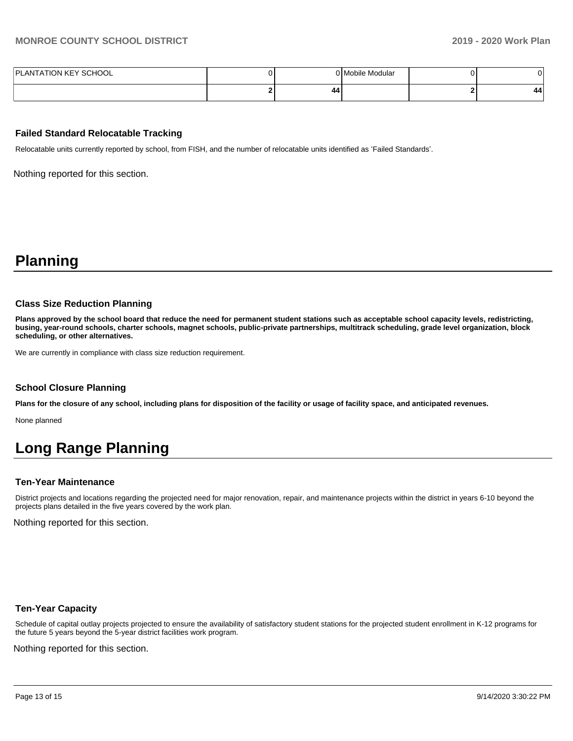| PLANTATION KEY SCHOOL | 0 | 0 | Mobile Modular | 0 | 0 |
|---|---|---|---|---|---|
| | **2** | **44** | | **2** | **44** |

### Failed Standard Relocatable Tracking

Relocatable units currently reported by school, from FISH, and the number of relocatable units identified as 'Failed Standards'.

Nothing reported for this section.

# Planning

### Class Size Reduction Planning

**Plans approved by the school board that reduce the need for permanent student stations such as acceptable school capacity levels, redistricting, busing, year-round schools, charter schools, magnet schools, public-private partnerships, multitrack scheduling, grade level organization, block scheduling, or other alternatives.**

We are currently in compliance with class size reduction requirement.

### School Closure Planning

**Plans for the closure of any school, including plans for disposition of the facility or usage of facility space, and anticipated revenues.**

None planned

# Long Range Planning

### Ten-Year Maintenance

District projects and locations regarding the projected need for major renovation, repair, and maintenance projects within the district in years 6-10 beyond the projects plans detailed in the five years covered by the work plan.

Nothing reported for this section.

### Ten-Year Capacity

Schedule of capital outlay projects projected to ensure the availability of satisfactory student stations for the projected student enrollment in K-12 programs for the future 5 years beyond the 5-year district facilities work program.

Nothing reported for this section.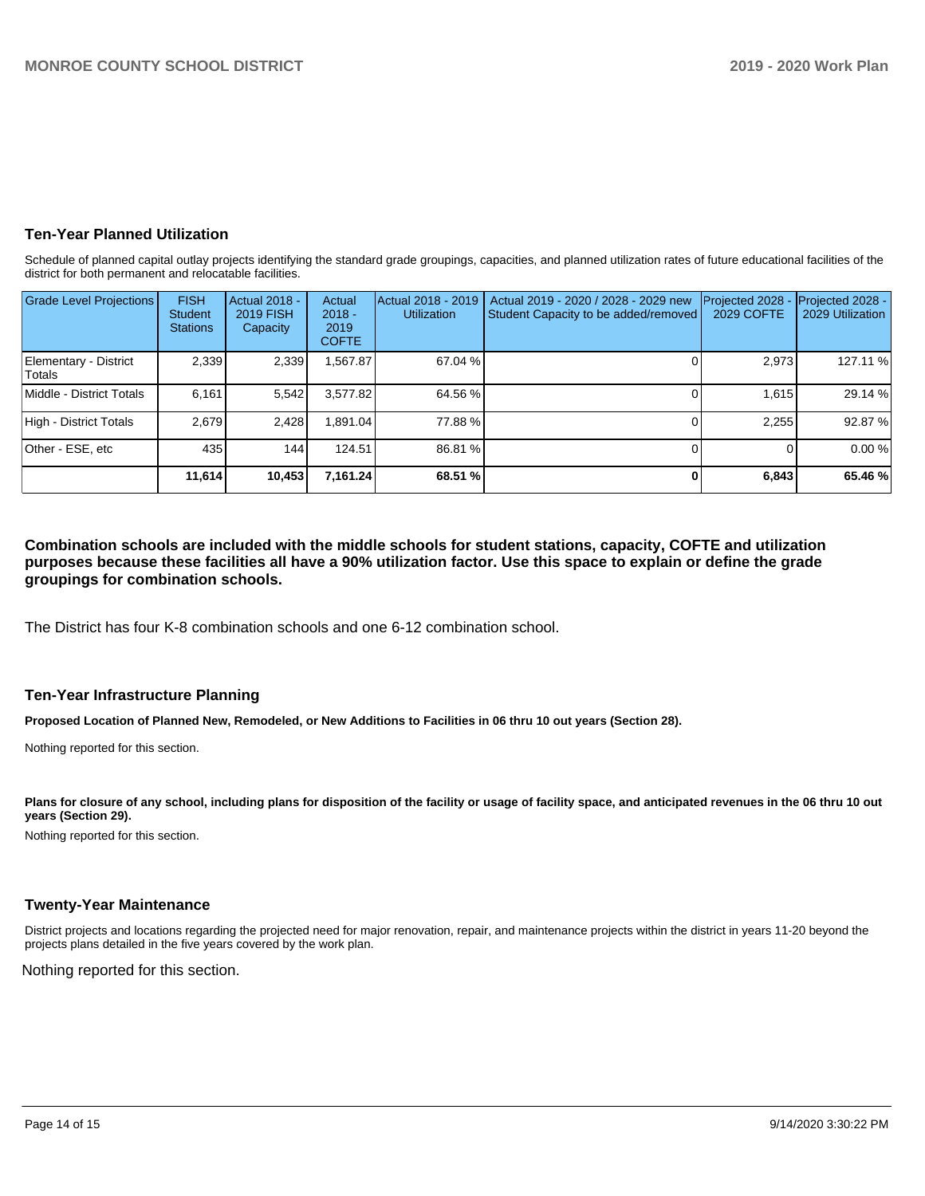## Ten-Year Planned Utilization

Schedule of planned capital outlay projects identifying the standard grade groupings, capacities, and planned utilization rates of future educational facilities of the district for both permanent and relocatable facilities.

| Grade Level Projections | FISH Student Stations | Actual 2018 - 2019 FISH Capacity | Actual 2018 - 2019 COFTE | Actual 2018 - 2019 Utilization | Actual 2019 - 2020 / 2028 - 2029 new Student Capacity to be added/removed | Projected 2028 - 2029 COFTE | Projected 2028 - 2029 Utilization |
|---|---|---|---|---|---|---|---|
| Elementary - District Totals | 2,339 | 2,339 | 1,567.87 | 67.04 % | 0 | 2,973 | 127.11 % |
| Middle - District Totals | 6,161 | 5,542 | 3,577.82 | 64.56 % | 0 | 1,615 | 29.14 % |
| High - District Totals | 2,679 | 2,428 | 1,891.04 | 77.88 % | 0 | 2,255 | 92.87 % |
| Other - ESE, etc | 435 | 144 | 124.51 | 86.81 % | 0 | 0 | 0.00 % |
| | **11,614** | **10,453** | **7,161.24** | **68.51 %** | **0** | **6,843** | **65.46 %** |

**Combination schools are included with the middle schools for student stations, capacity, COFTE and utilization purposes because these facilities all have a 90% utilization factor. Use this space to explain or define the grade groupings for combination schools.**

The District has four K-8 combination schools and one 6-12 combination school.

## Ten-Year Infrastructure Planning

**Proposed Location of Planned New, Remodeled, or New Additions to Facilities in 06 thru 10 out years (Section 28).**

Nothing reported for this section.

**Plans for closure of any school, including plans for disposition of the facility or usage of facility space, and anticipated revenues in the 06 thru 10 out years (Section 29).**

Nothing reported for this section.

## Twenty-Year Maintenance

District projects and locations regarding the projected need for major renovation, repair, and maintenance projects within the district in years 11-20 beyond the projects plans detailed in the five years covered by the work plan.

Nothing reported for this section.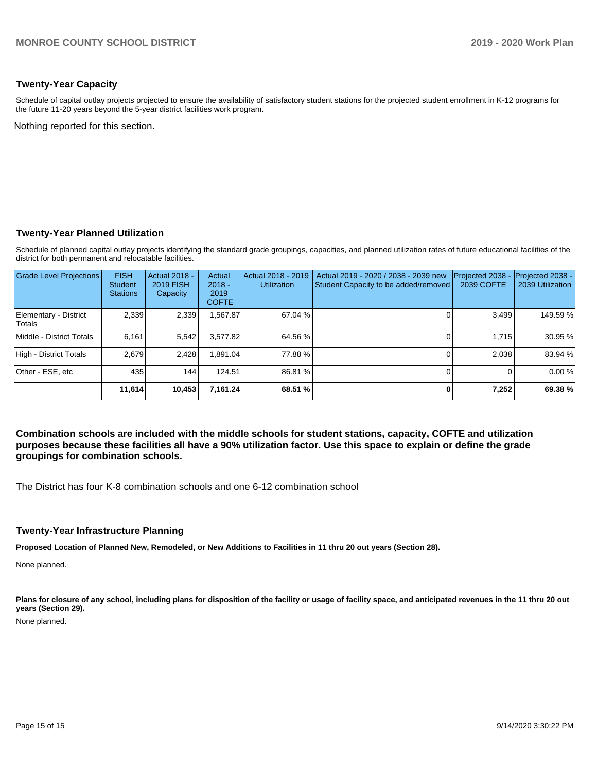## Twenty-Year Capacity

Schedule of capital outlay projects projected to ensure the availability of satisfactory student stations for the projected student enrollment in K-12 programs for the future 11-20 years beyond the 5-year district facilities work program.

Nothing reported for this section.

## Twenty-Year Planned Utilization

Schedule of planned capital outlay projects identifying the standard grade groupings, capacities, and planned utilization rates of future educational facilities of the district for both permanent and relocatable facilities.

| Grade Level Projections | FISH Student Stations | Actual 2018 - 2019 FISH Capacity | Actual 2018 - 2019 COFTE | Actual 2018 - 2019 Utilization | Actual 2019 - 2020 / 2038 - 2039 new Student Capacity to be added/removed | Projected 2038 - 2039 COFTE | Projected 2038 - 2039 Utilization |
|---|---|---|---|---|---|---|---|
| Elementary - District Totals | 2,339 | 2,339 | 1,567.87 | 67.04 % | 0 | 3,499 | 149.59 % |
| Middle - District Totals | 6,161 | 5,542 | 3,577.82 | 64.56 % | 0 | 1,715 | 30.95 % |
| High - District Totals | 2,679 | 2,428 | 1,891.04 | 77.88 % | 0 | 2,038 | 83.94 % |
| Other - ESE, etc | 435 | 144 | 124.51 | 86.81 % | 0 | 0 | 0.00 % |
| | **11,614** | **10,453** | **7,161.24** | **68.51 %** | **0** | **7,252** | **69.38 %** |

**Combination schools are included with the middle schools for student stations, capacity, COFTE and utilization purposes because these facilities all have a 90% utilization factor. Use this space to explain or define the grade groupings for combination schools.**

The District has four K-8 combination schools and one 6-12 combination school

## Twenty-Year Infrastructure Planning

**Proposed Location of Planned New, Remodeled, or New Additions to Facilities in 11 thru 20 out years (Section 28).**

None planned.

**Plans for closure of any school, including plans for disposition of the facility or usage of facility space, and anticipated revenues in the 11 thru 20 out years (Section 29).**

None planned.